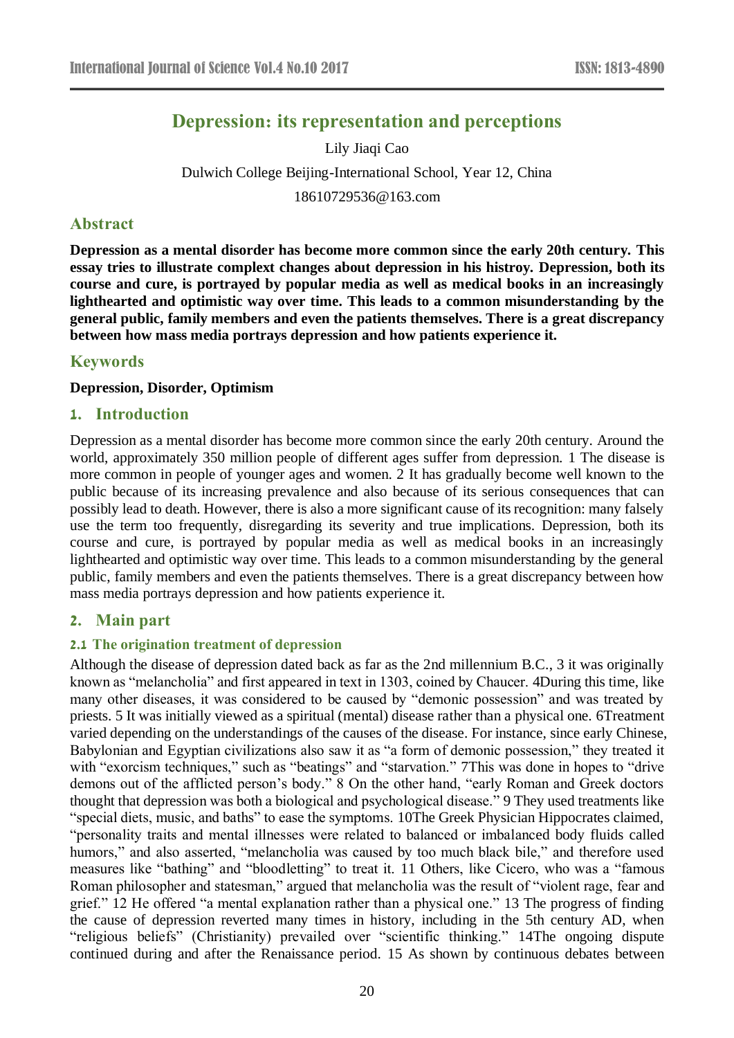# Depression: its representation and perceptions

Lily Jiaqi Cao

Dulwich College Beijing-International School, Year 12, China

18610729536@163.com

## Abstract

**Depression as a mental disorder has become more common since the early 20th century. This essay tries to illustrate complext changes about depression in his histroy. Depression, both its course and cure, is portrayed by popular media as well as medical books in an increasingly lighthearted and optimistic way over time. This leads to a common misunderstanding by the general public, family members and even the patients themselves. There is a great discrepancy between how mass media portrays depression and how patients experience it.**

## Keywords

**Depression, Disorder, Optimism**

## 1. Introduction

Depression as a mental disorder has become more common since the early 20th century. Around the world, approximately 350 million people of different ages suffer from depression. 1 The disease is more common in people of younger ages and women. 2 It has gradually become well known to the public because of its increasing prevalence and also because of its serious consequences that can possibly lead to death. However, there is also a more significant cause of its recognition: many falsely use the term too frequently, disregarding its severity and true implications. Depression, both its course and cure, is portrayed by popular media as well as medical books in an increasingly lighthearted and optimistic way over time. This leads to a common misunderstanding by the general public, family members and even the patients themselves. There is a great discrepancy between how mass media portrays depression and how patients experience it.

## 2. Main part

### 2.1 The origination treatment of depression

Although the disease of depression dated back as far as the 2nd millennium B.C., 3 it was originally known as "melancholia" and first appeared in text in 1303, coined by Chaucer. 4During this time, like many other diseases, it was considered to be caused by "demonic possession" and was treated by priests. 5 It was initially viewed as a spiritual (mental) disease rather than a physical one. 6Treatment varied depending on the understandings of the causes of the disease. For instance, since early Chinese, Babylonian and Egyptian civilizations also saw it as "a form of demonic possession," they treated it with "exorcism techniques," such as "beatings" and "starvation." 7This was done in hopes to "drive demons out of the afflicted person's body." 8 On the other hand, "early Roman and Greek doctors thought that depression was both a biological and psychological disease." 9 They used treatments like "special diets, music, and baths" to ease the symptoms. 10The Greek Physician Hippocrates claimed, "personality traits and mental illnesses were related to balanced or imbalanced body fluids called humors," and also asserted, "melancholia was caused by too much black bile," and therefore used measures like "bathing" and "bloodletting" to treat it. 11 Others, like Cicero, who was a "famous Roman philosopher and statesman," argued that melancholia was the result of "violent rage, fear and grief." 12 He offered "a mental explanation rather than a physical one." 13 The progress of finding the cause of depression reverted many times in history, including in the 5th century AD, when "religious beliefs" (Christianity) prevailed over "scientific thinking." 14The ongoing dispute continued during and after the Renaissance period. 15 As shown by continuous debates between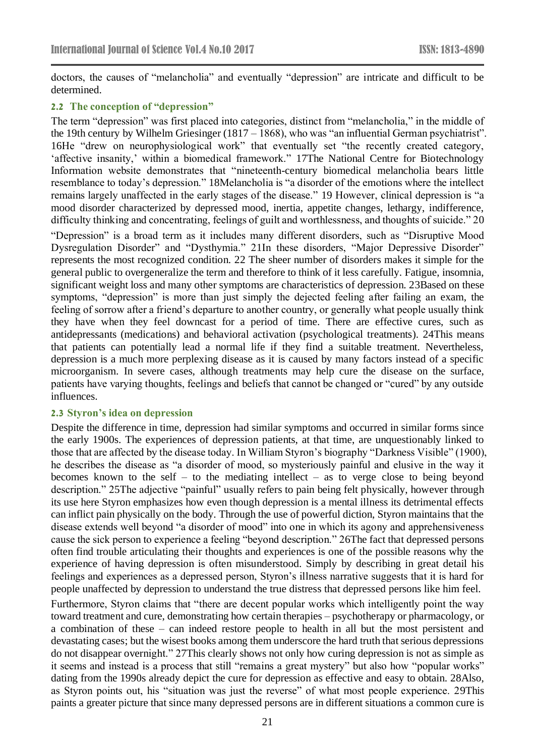doctors, the causes of "melancholia" and eventually "depression" are intricate and difficult to be determined.

## 2.2 The conception of "depression"

The term "depression" was first placed into categories, distinct from "melancholia," in the middle of the 19th century by Wilhelm Griesinger (1817 – 1868), who was "an influential German psychiatrist". 16He "drew on neurophysiological work" that eventually set "the recently created category, 'affective insanity,' within a biomedical framework." 17The National Centre for Biotechnology Information website demonstrates that "nineteenth-century biomedical melancholia bears little resemblance to today's depression." 18Melancholia is "a disorder of the emotions where the intellect remains largely unaffected in the early stages of the disease." 19 However, clinical depression is "a mood disorder characterized by depressed mood, inertia, appetite changes, lethargy, indifference, difficulty thinking and concentrating, feelings of guilt and worthlessness, and thoughts of suicide." 20

"Depression" is a broad term as it includes many different disorders, such as "Disruptive Mood Dysregulation Disorder" and "Dysthymia." 21In these disorders, "Major Depressive Disorder" represents the most recognized condition. 22 The sheer number of disorders makes it simple for the general public to overgeneralize the term and therefore to think of it less carefully. Fatigue, insomnia, significant weight loss and many other symptoms are characteristics of depression. 23Based on these symptoms, "depression" is more than just simply the dejected feeling after failing an exam, the feeling of sorrow after a friend's departure to another country, or generally what people usually think they have when they feel downcast for a period of time. There are effective cures, such as antidepressants (medications) and behavioral activation (psychological treatments). 24This means that patients can potentially lead a normal life if they find a suitable treatment. Nevertheless, depression is a much more perplexing disease as it is caused by many factors instead of a specific microorganism. In severe cases, although treatments may help cure the disease on the surface, patients have varying thoughts, feelings and beliefs that cannot be changed or "cured" by any outside influences.

## 2.3 Styron's idea on depression

Despite the difference in time, depression had similar symptoms and occurred in similar forms since the early 1900s. The experiences of depression patients, at that time, are unquestionably linked to those that are affected by the disease today. In William Styron's biography "Darkness Visible" (1900), he describes the disease as "a disorder of mood, so mysteriously painful and elusive in the way it becomes known to the self – to the mediating intellect – as to verge close to being beyond description." 25The adjective "painful" usually refers to pain being felt physically, however through its use here Styron emphasizes how even though depression is a mental illness its detrimental effects can inflict pain physically on the body. Through the use of powerful diction, Styron maintains that the disease extends well beyond "a disorder of mood" into one in which its agony and apprehensiveness cause the sick person to experience a feeling "beyond description." 26The fact that depressed persons often find trouble articulating their thoughts and experiences is one of the possible reasons why the experience of having depression is often misunderstood. Simply by describing in great detail his feelings and experiences as a depressed person, Styron's illness narrative suggests that it is hard for people unaffected by depression to understand the true distress that depressed persons like him feel.

Furthermore, Styron claims that "there are decent popular works which intelligently point the way toward treatment and cure, demonstrating how certain therapies – psychotherapy or pharmacology, or a combination of these – can indeed restore people to health in all but the most persistent and devastating cases; but the wisest books among them underscore the hard truth that serious depressions do not disappear overnight." 27This clearly shows not only how curing depression is not as simple as it seems and instead is a process that still "remains a great mystery" but also how "popular works" dating from the 1990s already depict the cure for depression as effective and easy to obtain. 28Also, as Styron points out, his "situation was just the reverse" of what most people experience. 29This paints a greater picture that since many depressed persons are in different situations a common cure is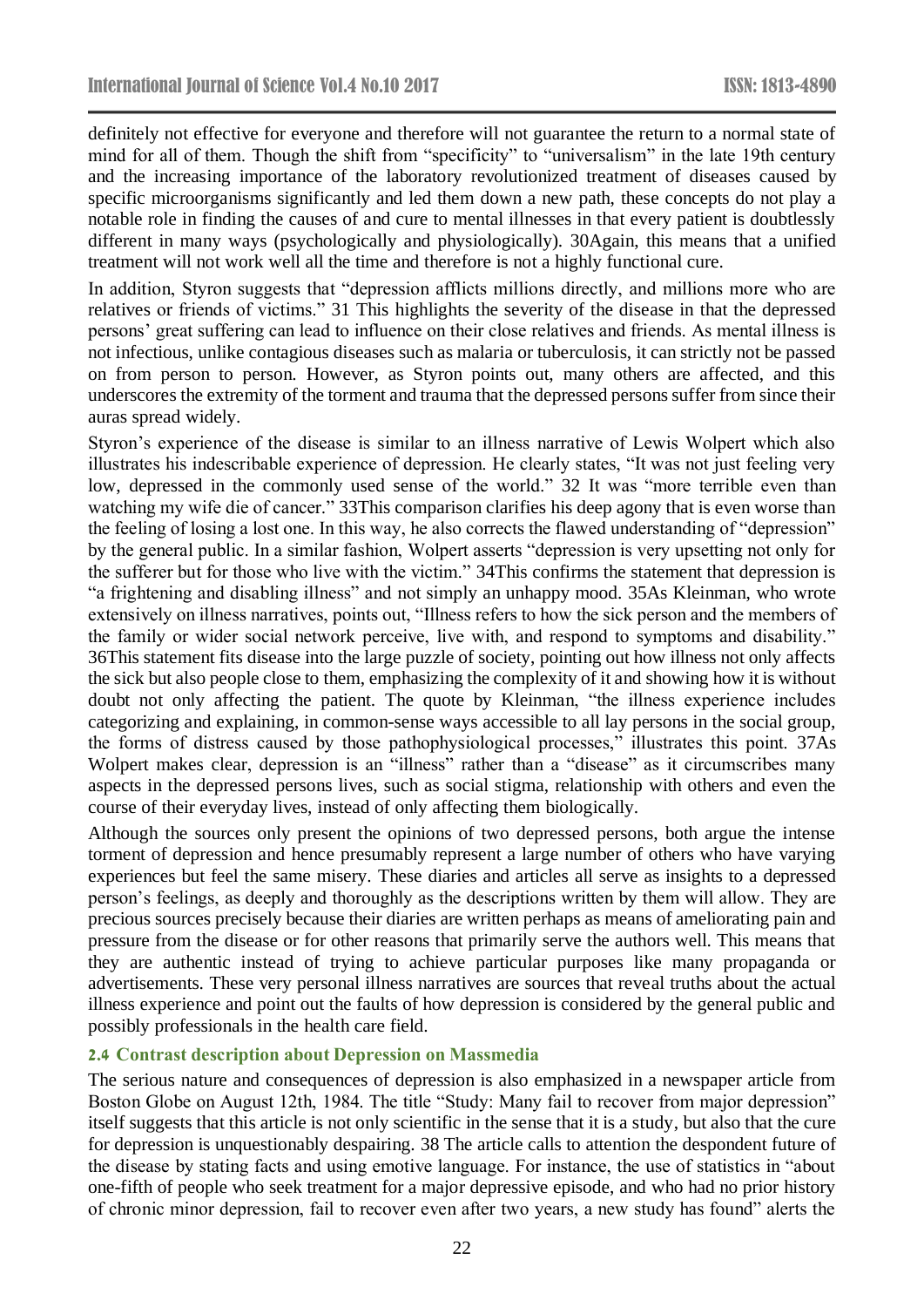definitely not effective for everyone and therefore will not guarantee the return to a normal state of mind for all of them. Though the shift from "specificity" to "universalism" in the late 19th century and the increasing importance of the laboratory revolutionized treatment of diseases caused by specific microorganisms significantly and led them down a new path, these concepts do not play a notable role in finding the causes of and cure to mental illnesses in that every patient is doubtlessly different in many ways (psychologically and physiologically). 30Again, this means that a unified treatment will not work well all the time and therefore is not a highly functional cure.

In addition, Styron suggests that "depression afflicts millions directly, and millions more who are relatives or friends of victims." 31 This highlights the severity of the disease in that the depressed persons' great suffering can lead to influence on their close relatives and friends. As mental illness is not infectious, unlike contagious diseases such as malaria or tuberculosis, it can strictly not be passed on from person to person. However, as Styron points out, many others are affected, and this underscores the extremity of the torment and trauma that the depressed persons suffer from since their auras spread widely.

Styron's experience of the disease is similar to an illness narrative of Lewis Wolpert which also illustrates his indescribable experience of depression. He clearly states, "It was not just feeling very low, depressed in the commonly used sense of the world." 32 It was "more terrible even than watching my wife die of cancer." 33This comparison clarifies his deep agony that is even worse than the feeling of losing a lost one. In this way, he also corrects the flawed understanding of "depression" by the general public. In a similar fashion, Wolpert asserts "depression is very upsetting not only for the sufferer but for those who live with the victim." 34This confirms the statement that depression is "a frightening and disabling illness" and not simply an unhappy mood. 35As Kleinman, who wrote extensively on illness narratives, points out, "Illness refers to how the sick person and the members of the family or wider social network perceive, live with, and respond to symptoms and disability." 36This statement fits disease into the large puzzle of society, pointing out how illness not only affects the sick but also people close to them, emphasizing the complexity of it and showing how it is without doubt not only affecting the patient. The quote by Kleinman, "the illness experience includes categorizing and explaining, in common-sense ways accessible to all lay persons in the social group, the forms of distress caused by those pathophysiological processes," illustrates this point. 37As Wolpert makes clear, depression is an "illness" rather than a "disease" as it circumscribes many aspects in the depressed persons lives, such as social stigma, relationship with others and even the course of their everyday lives, instead of only affecting them biologically.

Although the sources only present the opinions of two depressed persons, both argue the intense torment of depression and hence presumably represent a large number of others who have varying experiences but feel the same misery. These diaries and articles all serve as insights to a depressed person's feelings, as deeply and thoroughly as the descriptions written by them will allow. They are precious sources precisely because their diaries are written perhaps as means of ameliorating pain and pressure from the disease or for other reasons that primarily serve the authors well. This means that they are authentic instead of trying to achieve particular purposes like many propaganda or advertisements. These very personal illness narratives are sources that reveal truths about the actual illness experience and point out the faults of how depression is considered by the general public and possibly professionals in the health care field.

### 2.4 Contrast description about Depression on Massmedia

The serious nature and consequences of depression is also emphasized in a newspaper article from Boston Globe on August 12th, 1984. The title "Study: Many fail to recover from major depression" itself suggests that this article is not only scientific in the sense that it is a study, but also that the cure for depression is unquestionably despairing. 38 The article calls to attention the despondent future of the disease by stating facts and using emotive language. For instance, the use of statistics in "about one-fifth of people who seek treatment for a major depressive episode, and who had no prior history of chronic minor depression, fail to recover even after two years, a new study has found" alerts the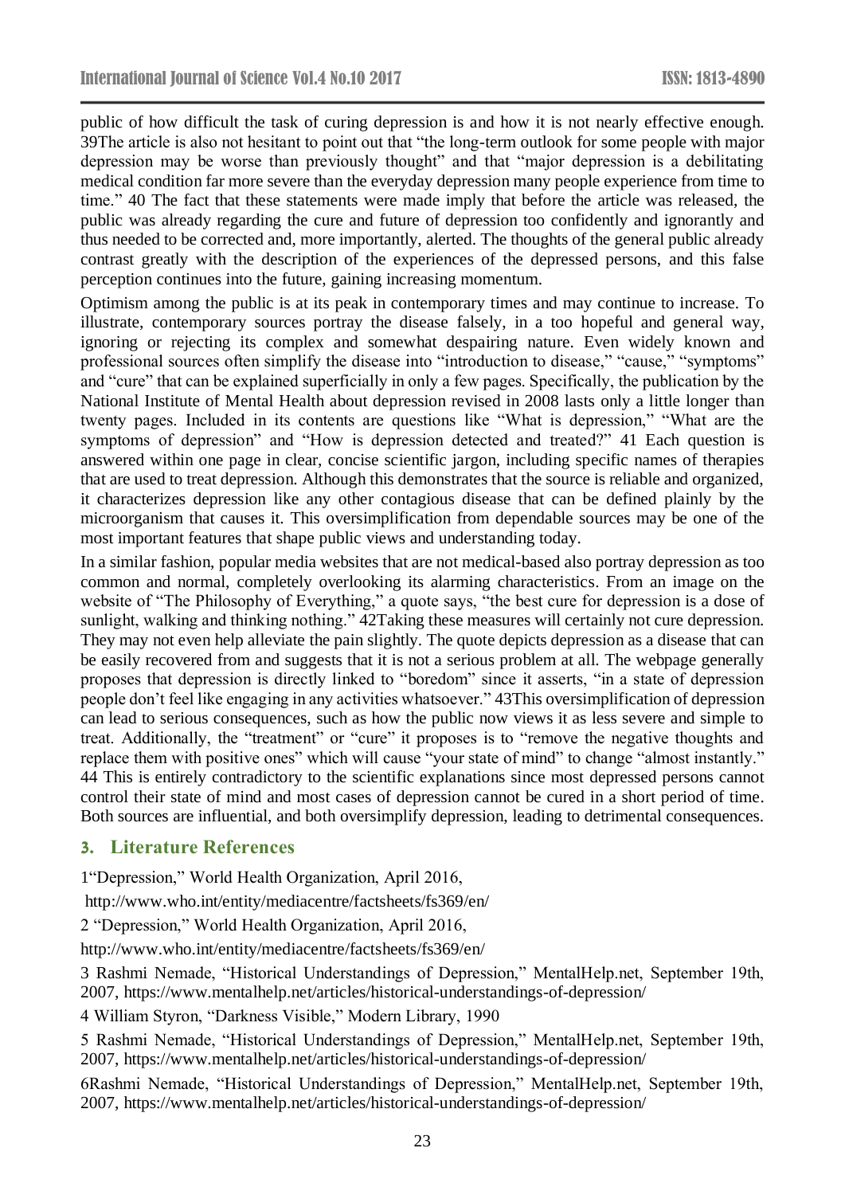public of how difficult the task of curing depression is and how it is not nearly effective enough. 39The article is also not hesitant to point out that "the long-term outlook for some people with major depression may be worse than previously thought" and that "major depression is a debilitating medical condition far more severe than the everyday depression many people experience from time to time." 40 The fact that these statements were made imply that before the article was released, the public was already regarding the cure and future of depression too confidently and ignorantly and thus needed to be corrected and, more importantly, alerted. The thoughts of the general public already contrast greatly with the description of the experiences of the depressed persons, and this false perception continues into the future, gaining increasing momentum.

Optimism among the public is at its peak in contemporary times and may continue to increase. To illustrate, contemporary sources portray the disease falsely, in a too hopeful and general way, ignoring or rejecting its complex and somewhat despairing nature. Even widely known and professional sources often simplify the disease into "introduction to disease," "cause," "symptoms" and "cure" that can be explained superficially in only a few pages. Specifically, the publication by the National Institute of Mental Health about depression revised in 2008 lasts only a little longer than twenty pages. Included in its contents are questions like "What is depression," "What are the symptoms of depression" and "How is depression detected and treated?" 41 Each question is answered within one page in clear, concise scientific jargon, including specific names of therapies that are used to treat depression. Although this demonstrates that the source is reliable and organized, it characterizes depression like any other contagious disease that can be defined plainly by the microorganism that causes it. This oversimplification from dependable sources may be one of the most important features that shape public views and understanding today.

In a similar fashion, popular media websites that are not medical-based also portray depression as too common and normal, completely overlooking its alarming characteristics. From an image on the website of "The Philosophy of Everything," a quote says, "the best cure for depression is a dose of sunlight, walking and thinking nothing." 42Taking these measures will certainly not cure depression. They may not even help alleviate the pain slightly. The quote depicts depression as a disease that can be easily recovered from and suggests that it is not a serious problem at all. The webpage generally proposes that depression is directly linked to "boredom" since it asserts, "in a state of depression people don't feel like engaging in any activities whatsoever." 43This oversimplification of depression can lead to serious consequences, such as how the public now views it as less severe and simple to treat. Additionally, the "treatment" or "cure" it proposes is to "remove the negative thoughts and replace them with positive ones" which will cause "your state of mind" to change "almost instantly." 44 This is entirely contradictory to the scientific explanations since most depressed persons cannot control their state of mind and most cases of depression cannot be cured in a short period of time. Both sources are influential, and both oversimplify depression, leading to detrimental consequences.

## 3. Literature References

1"Depression," World Health Organization, April 2016, http://www.who.int/entity/mediacentre/factsheets/fs369/en/

2 "Depression," World Health Organization, April 2016, http://www.who.int/entity/mediacentre/factsheets/fs369/en/

3 Rashmi Nemade, "Historical Understandings of Depression," MentalHelp.net, September 19th, 2007, https://www.mentalhelp.net/articles/historical-understandings-of-depression/

4 William Styron, "Darkness Visible," Modern Library, 1990

5 Rashmi Nemade, "Historical Understandings of Depression," MentalHelp.net, September 19th, 2007, https://www.mentalhelp.net/articles/historical-understandings-of-depression/

6Rashmi Nemade, "Historical Understandings of Depression," MentalHelp.net, September 19th, 2007, https://www.mentalhelp.net/articles/historical-understandings-of-depression/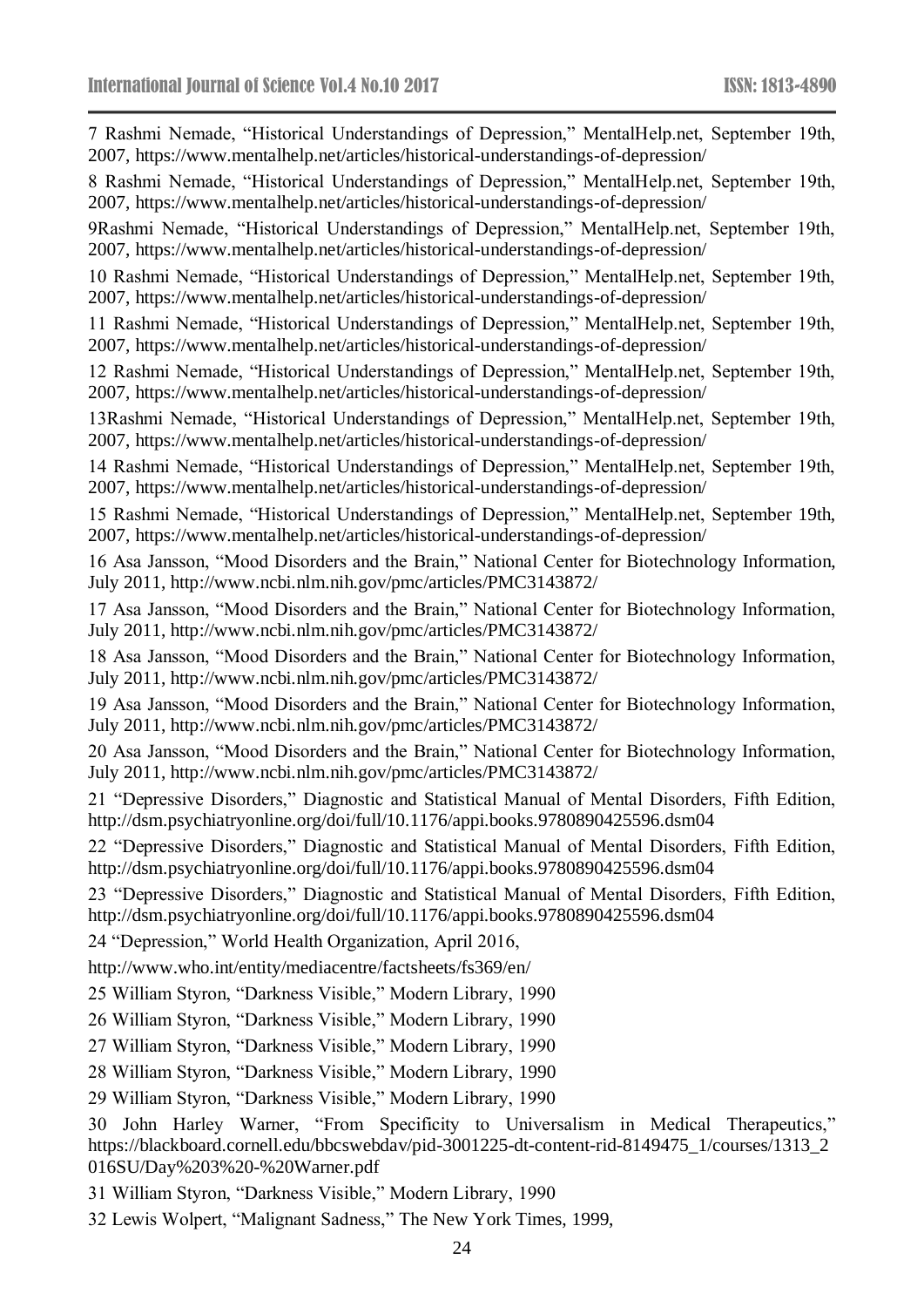7 Rashmi Nemade, "Historical Understandings of Depression," MentalHelp.net, September 19th, 2007, https://www.mentalhelp.net/articles/historical-understandings-of-depression/

8 Rashmi Nemade, "Historical Understandings of Depression," MentalHelp.net, September 19th, 2007, https://www.mentalhelp.net/articles/historical-understandings-of-depression/

9Rashmi Nemade, "Historical Understandings of Depression," MentalHelp.net, September 19th, 2007, https://www.mentalhelp.net/articles/historical-understandings-of-depression/

10 Rashmi Nemade, "Historical Understandings of Depression," MentalHelp.net, September 19th, 2007, https://www.mentalhelp.net/articles/historical-understandings-of-depression/

11 Rashmi Nemade, "Historical Understandings of Depression," MentalHelp.net, September 19th, 2007, https://www.mentalhelp.net/articles/historical-understandings-of-depression/

12 Rashmi Nemade, "Historical Understandings of Depression," MentalHelp.net, September 19th, 2007, https://www.mentalhelp.net/articles/historical-understandings-of-depression/

13Rashmi Nemade, "Historical Understandings of Depression," MentalHelp.net, September 19th, 2007, https://www.mentalhelp.net/articles/historical-understandings-of-depression/

14 Rashmi Nemade, "Historical Understandings of Depression," MentalHelp.net, September 19th, 2007, https://www.mentalhelp.net/articles/historical-understandings-of-depression/

15 Rashmi Nemade, "Historical Understandings of Depression," MentalHelp.net, September 19th, 2007, https://www.mentalhelp.net/articles/historical-understandings-of-depression/

16 Asa Jansson, "Mood Disorders and the Brain," National Center for Biotechnology Information, July 2011, http://www.ncbi.nlm.nih.gov/pmc/articles/PMC3143872/

17 Asa Jansson, "Mood Disorders and the Brain," National Center for Biotechnology Information, July 2011, http://www.ncbi.nlm.nih.gov/pmc/articles/PMC3143872/

18 Asa Jansson, "Mood Disorders and the Brain," National Center for Biotechnology Information, July 2011, http://www.ncbi.nlm.nih.gov/pmc/articles/PMC3143872/

19 Asa Jansson, "Mood Disorders and the Brain," National Center for Biotechnology Information, July 2011, http://www.ncbi.nlm.nih.gov/pmc/articles/PMC3143872/

20 Asa Jansson, "Mood Disorders and the Brain," National Center for Biotechnology Information, July 2011, http://www.ncbi.nlm.nih.gov/pmc/articles/PMC3143872/

21 "Depressive Disorders," Diagnostic and Statistical Manual of Mental Disorders, Fifth Edition, http://dsm.psychiatryonline.org/doi/full/10.1176/appi.books.9780890425596.dsm04

22 "Depressive Disorders," Diagnostic and Statistical Manual of Mental Disorders, Fifth Edition, http://dsm.psychiatryonline.org/doi/full/10.1176/appi.books.9780890425596.dsm04

23 "Depressive Disorders," Diagnostic and Statistical Manual of Mental Disorders, Fifth Edition, http://dsm.psychiatryonline.org/doi/full/10.1176/appi.books.9780890425596.dsm04

24 "Depression," World Health Organization, April 2016,

http://www.who.int/entity/mediacentre/factsheets/fs369/en/

25 William Styron, "Darkness Visible," Modern Library, 1990

26 William Styron, "Darkness Visible," Modern Library, 1990

27 William Styron, "Darkness Visible," Modern Library, 1990

28 William Styron, "Darkness Visible," Modern Library, 1990

29 William Styron, "Darkness Visible," Modern Library, 1990

30 John Harley Warner, "From Specificity to Universalism in Medical Therapeutics," https://blackboard.cornell.edu/bbcswebdav/pid-3001225-dt-content-rid-8149475_1/courses/1313_2016SU/Day%203%20-%20Warner.pdf

31 William Styron, "Darkness Visible," Modern Library, 1990

32 Lewis Wolpert, "Malignant Sadness," The New York Times, 1999,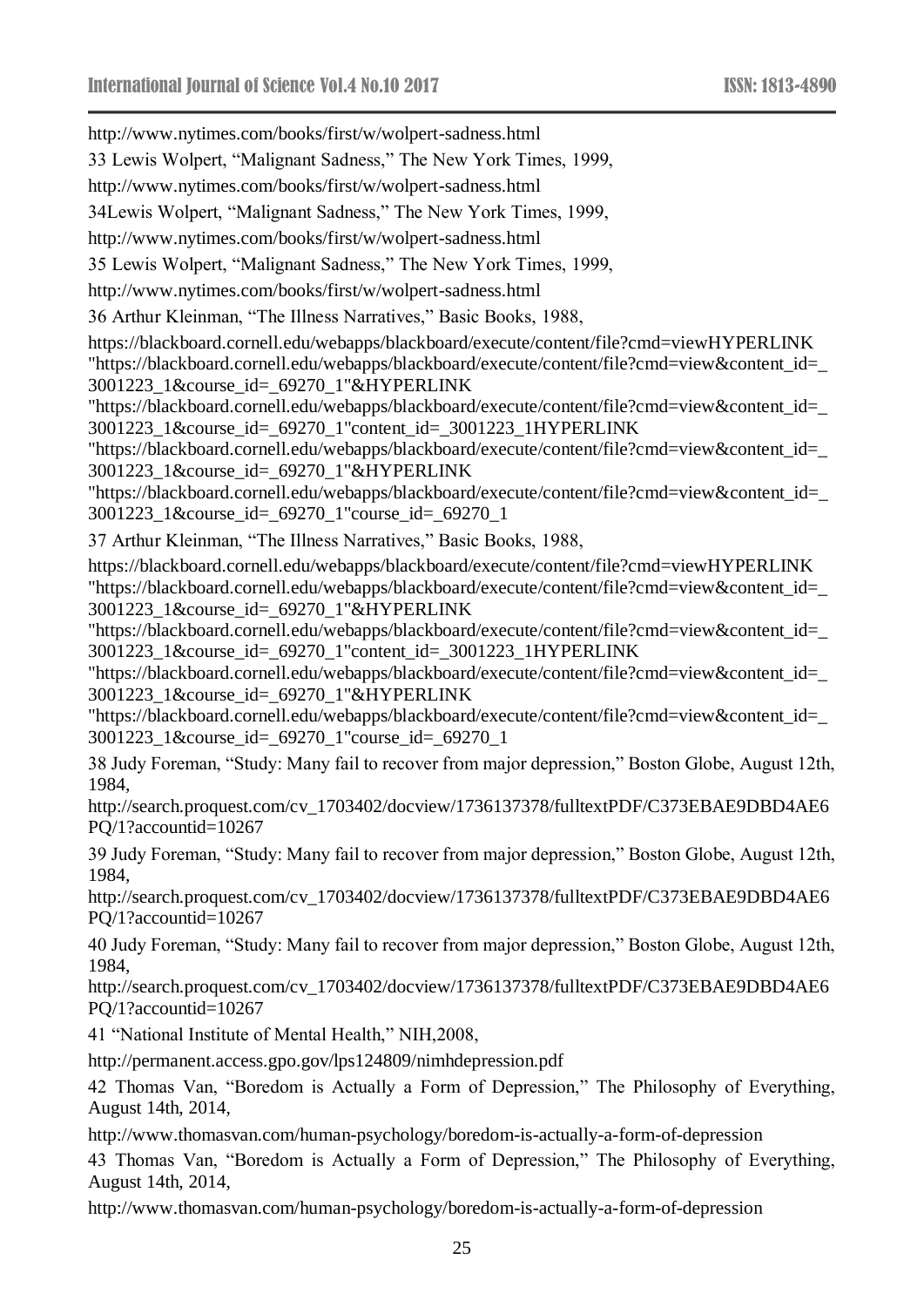http://www.nytimes.com/books/first/w/wolpert-sadness.html

33 Lewis Wolpert, “Malignant Sadness,” The New York Times, 1999,

http://www.nytimes.com/books/first/w/wolpert-sadness.html

34Lewis Wolpert, “Malignant Sadness,” The New York Times, 1999,

http://www.nytimes.com/books/first/w/wolpert-sadness.html

35 Lewis Wolpert, “Malignant Sadness,” The New York Times, 1999,

http://www.nytimes.com/books/first/w/wolpert-sadness.html

36 Arthur Kleinman, “The Illness Narratives,” Basic Books, 1988,

https://blackboard.cornell.edu/webapps/blackboard/execute/content/file?cmd=viewHYPERLINK "https://blackboard.cornell.edu/webapps/blackboard/execute/content/file?cmd=view&content_id=_3001223_1&course_id=_69270_1"&HYPERLINK "https://blackboard.cornell.edu/webapps/blackboard/execute/content/file?cmd=view&content_id=_3001223_1&course_id=_69270_1"content_id=_3001223_1HYPERLINK "https://blackboard.cornell.edu/webapps/blackboard/execute/content/file?cmd=view&content_id=_3001223_1&course_id=_69270_1"&HYPERLINK "https://blackboard.cornell.edu/webapps/blackboard/execute/content/file?cmd=view&content_id=_3001223_1&course_id=_69270_1"course_id=_69270_1

37 Arthur Kleinman, “The Illness Narratives,” Basic Books, 1988,

https://blackboard.cornell.edu/webapps/blackboard/execute/content/file?cmd=viewHYPERLINK "https://blackboard.cornell.edu/webapps/blackboard/execute/content/file?cmd=view&content_id=_3001223_1&course_id=_69270_1"&HYPERLINK "https://blackboard.cornell.edu/webapps/blackboard/execute/content/file?cmd=view&content_id=_3001223_1&course_id=_69270_1"content_id=_3001223_1HYPERLINK "https://blackboard.cornell.edu/webapps/blackboard/execute/content/file?cmd=view&content_id=_3001223_1&course_id=_69270_1"&HYPERLINK "https://blackboard.cornell.edu/webapps/blackboard/execute/content/file?cmd=view&content_id=_3001223_1&course_id=_69270_1"course_id=_69270_1

38 Judy Foreman, “Study: Many fail to recover from major depression,” Boston Globe, August 12th, 1984,

http://search.proquest.com/cv_1703402/docview/1736137378/fulltextPDF/C373EBAE9DBD4AE6PQ/1?accountid=10267

39 Judy Foreman, “Study: Many fail to recover from major depression,” Boston Globe, August 12th, 1984,

http://search.proquest.com/cv_1703402/docview/1736137378/fulltextPDF/C373EBAE9DBD4AE6PQ/1?accountid=10267

40 Judy Foreman, “Study: Many fail to recover from major depression,” Boston Globe, August 12th, 1984,

http://search.proquest.com/cv_1703402/docview/1736137378/fulltextPDF/C373EBAE9DBD4AE6PQ/1?accountid=10267

41 “National Institute of Mental Health,” NIH,2008,

http://permanent.access.gpo.gov/lps124809/nimhdepression.pdf

42 Thomas Van, “Boredom is Actually a Form of Depression,” The Philosophy of Everything, August 14th, 2014,

http://www.thomasvan.com/human-psychology/boredom-is-actually-a-form-of-depression

43 Thomas Van, “Boredom is Actually a Form of Depression,” The Philosophy of Everything, August 14th, 2014,

http://www.thomasvan.com/human-psychology/boredom-is-actually-a-form-of-depression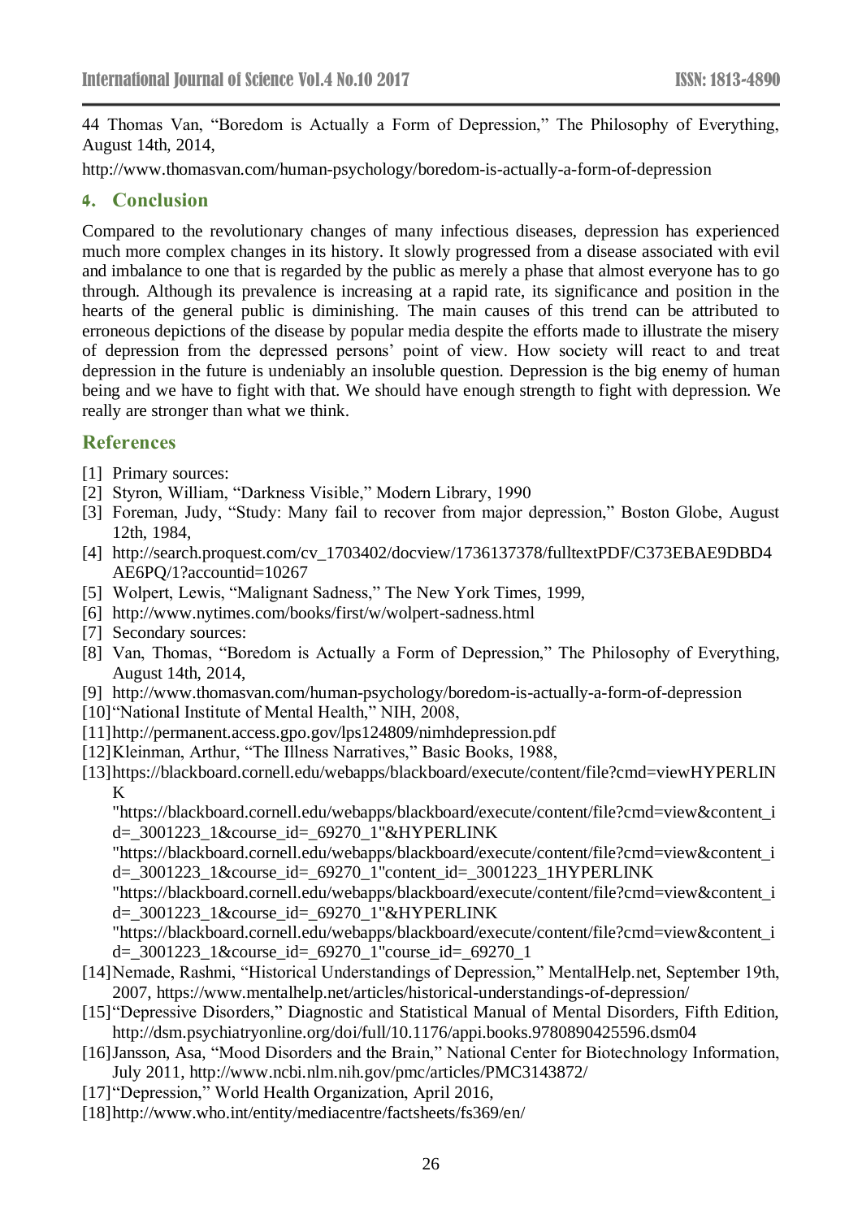44 Thomas Van, "Boredom is Actually a Form of Depression," The Philosophy of Everything, August 14th, 2014,

http://www.thomasvan.com/human-psychology/boredom-is-actually-a-form-of-depression

## 4. Conclusion

Compared to the revolutionary changes of many infectious diseases, depression has experienced much more complex changes in its history. It slowly progressed from a disease associated with evil and imbalance to one that is regarded by the public as merely a phase that almost everyone has to go through. Although its prevalence is increasing at a rapid rate, its significance and position in the hearts of the general public is diminishing. The main causes of this trend can be attributed to erroneous depictions of the disease by popular media despite the efforts made to illustrate the misery of depression from the depressed persons' point of view. How society will react to and treat depression in the future is undeniably an insoluble question. Depression is the big enemy of human being and we have to fight with that. We should have enough strength to fight with depression. We really are stronger than what we think.

## References

[1] Primary sources:

[2] Styron, William, "Darkness Visible," Modern Library, 1990

[3] Foreman, Judy, "Study: Many fail to recover from major depression," Boston Globe, August 12th, 1984,

[4] http://search.proquest.com/cv_1703402/docview/1736137378/fulltextPDF/C373EBAE9DBD4AE6PQ/1?accountid=10267

[5] Wolpert, Lewis, "Malignant Sadness," The New York Times, 1999,

[6] http://www.nytimes.com/books/first/w/wolpert-sadness.html

[7] Secondary sources:

[8] Van, Thomas, "Boredom is Actually a Form of Depression," The Philosophy of Everything, August 14th, 2014,

[9] http://www.thomasvan.com/human-psychology/boredom-is-actually-a-form-of-depression

[10] "National Institute of Mental Health," NIH, 2008,

[11] http://permanent.access.gpo.gov/lps124809/nimhdepression.pdf

[12] Kleinman, Arthur, "The Illness Narratives," Basic Books, 1988,

[13] https://blackboard.cornell.edu/webapps/blackboard/execute/content/file?cmd=viewHYPERLINK "https://blackboard.cornell.edu/webapps/blackboard/execute/content/file?cmd=view&content_id=_3001223_1&course_id=_69270_1"&HYPERLINK "https://blackboard.cornell.edu/webapps/blackboard/execute/content/file?cmd=view&content_id=_3001223_1&course_id=_69270_1"content_id=_3001223_1HYPERLINK "https://blackboard.cornell.edu/webapps/blackboard/execute/content/file?cmd=view&content_id=_3001223_1&course_id=_69270_1"&HYPERLINK "https://blackboard.cornell.edu/webapps/blackboard/execute/content/file?cmd=view&content_id=_3001223_1&course_id=_69270_1"course_id=_69270_1

[14] Nemade, Rashmi, "Historical Understandings of Depression," MentalHelp.net, September 19th, 2007, https://www.mentalhelp.net/articles/historical-understandings-of-depression/

[15] "Depressive Disorders," Diagnostic and Statistical Manual of Mental Disorders, Fifth Edition, http://dsm.psychiatryonline.org/doi/full/10.1176/appi.books.9780890425596.dsm04

[16] Jansson, Asa, "Mood Disorders and the Brain," National Center for Biotechnology Information, July 2011, http://www.ncbi.nlm.nih.gov/pmc/articles/PMC3143872/

[17] "Depression," World Health Organization, April 2016,

[18] http://www.who.int/entity/mediacentre/factsheets/fs369/en/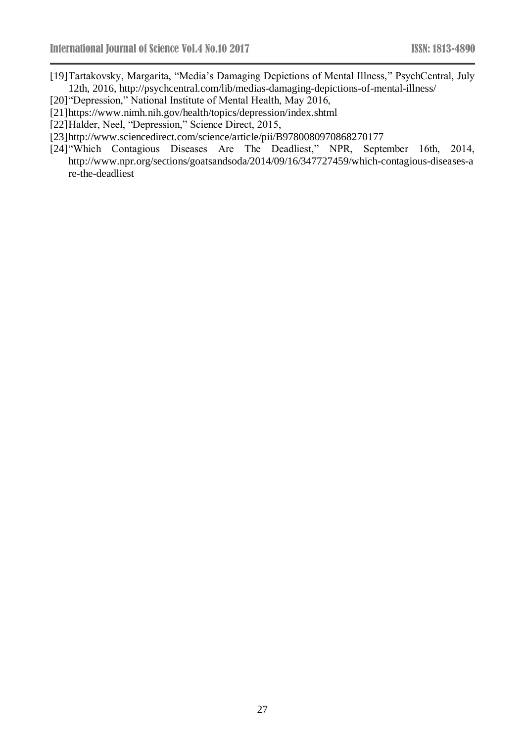[19] Tartakovsky, Margarita, "Media's Damaging Depictions of Mental Illness," PsychCentral, July 12th, 2016, http://psychcentral.com/lib/medias-damaging-depictions-of-mental-illness/

[20] "Depression," National Institute of Mental Health, May 2016,

[21] https://www.nimh.nih.gov/health/topics/depression/index.shtml

[22] Halder, Neel, "Depression," Science Direct, 2015,

[23] http://www.sciencedirect.com/science/article/pii/B9780080970868270177

[24] "Which Contagious Diseases Are The Deadliest," NPR, September 16th, 2014, http://www.npr.org/sections/goatsandsoda/2014/09/16/347727459/which-contagious-diseases-are-the-deadliest